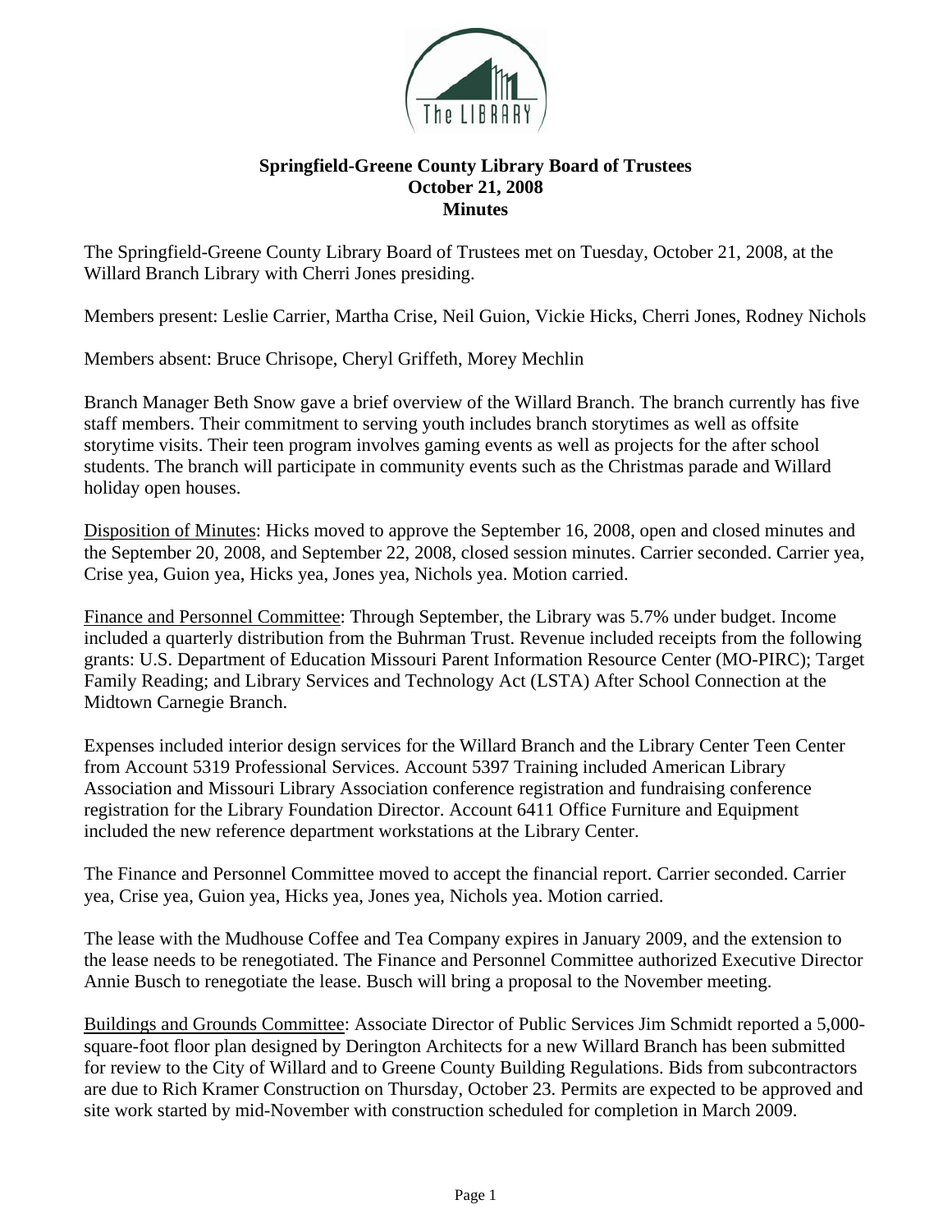# Springfield-Greene County Library Board of Trustees
## October 21, 2008
## Minutes

The Springfield-Greene County Library Board of Trustees met on Tuesday, October 21, 2008, at the Willard Branch Library with Cherri Jones presiding.

Members present: Leslie Carrier, Martha Crise, Neil Guion, Vickie Hicks, Cherri Jones, Rodney Nichols

Members absent: Bruce Chrisope, Cheryl Griffeth, Morey Mechlin

Branch Manager Beth Snow gave a brief overview of the Willard Branch. The branch currently has five staff members. Their commitment to serving youth includes branch storytimes as well as offsite storytime visits. Their teen program involves gaming events as well as projects for the after school students. The branch will participate in community events such as the Christmas parade and Willard holiday open houses.

Disposition of Minutes: Hicks moved to approve the September 16, 2008, open and closed minutes and the September 20, 2008, and September 22, 2008, closed session minutes. Carrier seconded. Carrier yea, Crise yea, Guion yea, Hicks yea, Jones yea, Nichols yea. Motion carried.

Finance and Personnel Committee: Through September, the Library was 5.7% under budget. Income included a quarterly distribution from the Buhrman Trust. Revenue included receipts from the following grants: U.S. Department of Education Missouri Parent Information Resource Center (MO-PIRC); Target Family Reading; and Library Services and Technology Act (LSTA) After School Connection at the Midtown Carnegie Branch.

Expenses included interior design services for the Willard Branch and the Library Center Teen Center from Account 5319 Professional Services. Account 5397 Training included American Library Association and Missouri Library Association conference registration and fundraising conference registration for the Library Foundation Director. Account 6411 Office Furniture and Equipment included the new reference department workstations at the Library Center.

The Finance and Personnel Committee moved to accept the financial report. Carrier seconded. Carrier yea, Crise yea, Guion yea, Hicks yea, Jones yea, Nichols yea. Motion carried.

The lease with the Mudhouse Coffee and Tea Company expires in January 2009, and the extension to the lease needs to be renegotiated. The Finance and Personnel Committee authorized Executive Director Annie Busch to renegotiate the lease. Busch will bring a proposal to the November meeting.

Buildings and Grounds Committee: Associate Director of Public Services Jim Schmidt reported a 5,000-square-foot floor plan designed by Derington Architects for a new Willard Branch has been submitted for review to the City of Willard and to Greene County Building Regulations. Bids from subcontractors are due to Rich Kramer Construction on Thursday, October 23. Permits are expected to be approved and site work started by mid-November with construction scheduled for completion in March 2009.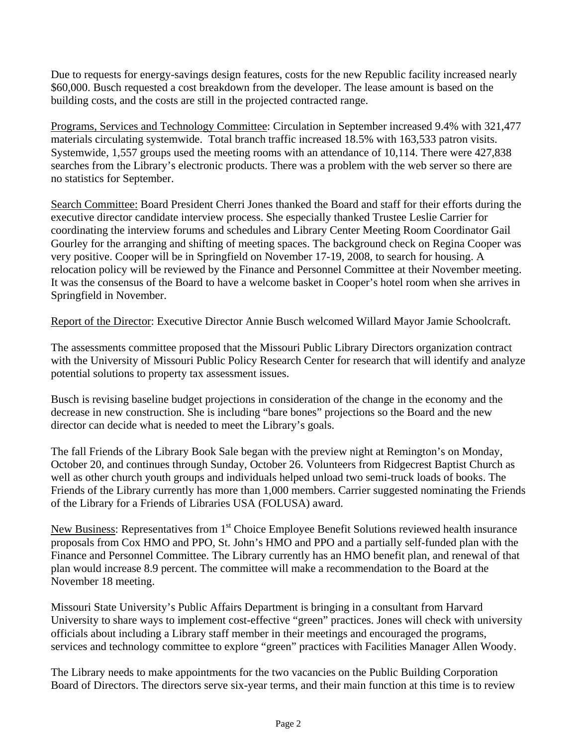Due to requests for energy-savings design features, costs for the new Republic facility increased nearly $60,000. Busch requested a cost breakdown from the developer. The lease amount is based on the building costs, and the costs are still in the projected contracted range.

Programs, Services and Technology Committee: Circulation in September increased 9.4% with 321,477 materials circulating systemwide. Total branch traffic increased 18.5% with 163,533 patron visits. Systemwide, 1,557 groups used the meeting rooms with an attendance of 10,114. There were 427,838 searches from the Library's electronic products. There was a problem with the web server so there are no statistics for September.

Search Committee: Board President Cherri Jones thanked the Board and staff for their efforts during the executive director candidate interview process. She especially thanked Trustee Leslie Carrier for coordinating the interview forums and schedules and Library Center Meeting Room Coordinator Gail Gourley for the arranging and shifting of meeting spaces. The background check on Regina Cooper was very positive. Cooper will be in Springfield on November 17-19, 2008, to search for housing. A relocation policy will be reviewed by the Finance and Personnel Committee at their November meeting. It was the consensus of the Board to have a welcome basket in Cooper's hotel room when she arrives in Springfield in November.

Report of the Director: Executive Director Annie Busch welcomed Willard Mayor Jamie Schoolcraft.

The assessments committee proposed that the Missouri Public Library Directors organization contract with the University of Missouri Public Policy Research Center for research that will identify and analyze potential solutions to property tax assessment issues.

Busch is revising baseline budget projections in consideration of the change in the economy and the decrease in new construction. She is including "bare bones" projections so the Board and the new director can decide what is needed to meet the Library's goals.

The fall Friends of the Library Book Sale began with the preview night at Remington's on Monday, October 20, and continues through Sunday, October 26. Volunteers from Ridgecrest Baptist Church as well as other church youth groups and individuals helped unload two semi-truck loads of books. The Friends of the Library currently has more than 1,000 members. Carrier suggested nominating the Friends of the Library for a Friends of Libraries USA (FOLUSA) award.

New Business: Representatives from 1st Choice Employee Benefit Solutions reviewed health insurance proposals from Cox HMO and PPO, St. John's HMO and PPO and a partially self-funded plan with the Finance and Personnel Committee. The Library currently has an HMO benefit plan, and renewal of that plan would increase 8.9 percent. The committee will make a recommendation to the Board at the November 18 meeting.

Missouri State University's Public Affairs Department is bringing in a consultant from Harvard University to share ways to implement cost-effective "green" practices. Jones will check with university officials about including a Library staff member in their meetings and encouraged the programs, services and technology committee to explore "green" practices with Facilities Manager Allen Woody.

The Library needs to make appointments for the two vacancies on the Public Building Corporation Board of Directors. The directors serve six-year terms, and their main function at this time is to review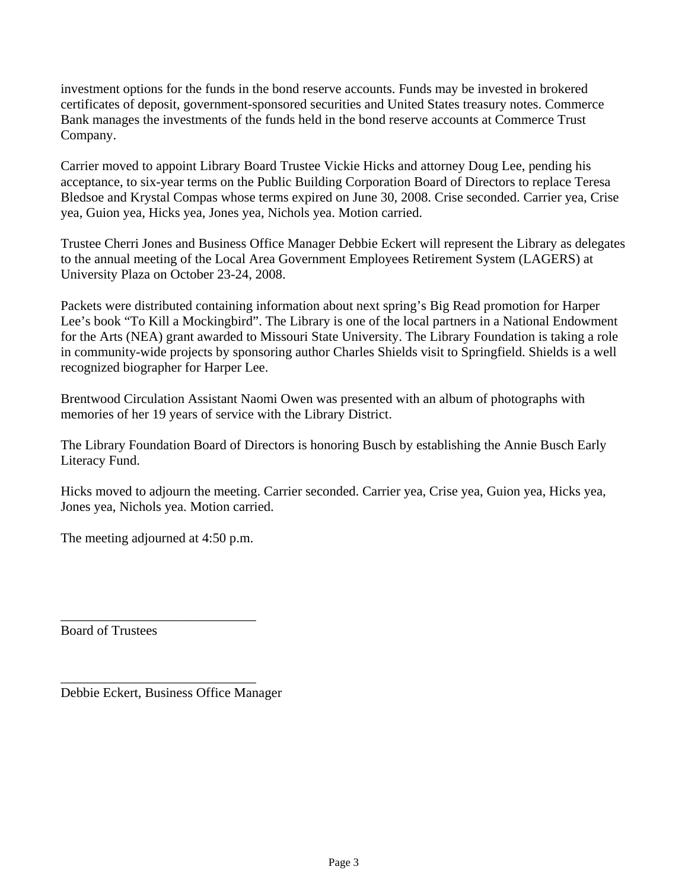investment options for the funds in the bond reserve accounts. Funds may be invested in brokered certificates of deposit, government-sponsored securities and United States treasury notes. Commerce Bank manages the investments of the funds held in the bond reserve accounts at Commerce Trust Company.

Carrier moved to appoint Library Board Trustee Vickie Hicks and attorney Doug Lee, pending his acceptance, to six-year terms on the Public Building Corporation Board of Directors to replace Teresa Bledsoe and Krystal Compas whose terms expired on June 30, 2008. Crise seconded. Carrier yea, Crise yea, Guion yea, Hicks yea, Jones yea, Nichols yea. Motion carried.

Trustee Cherri Jones and Business Office Manager Debbie Eckert will represent the Library as delegates to the annual meeting of the Local Area Government Employees Retirement System (LAGERS) at University Plaza on October 23-24, 2008.

Packets were distributed containing information about next spring's Big Read promotion for Harper Lee's book "To Kill a Mockingbird". The Library is one of the local partners in a National Endowment for the Arts (NEA) grant awarded to Missouri State University. The Library Foundation is taking a role in community-wide projects by sponsoring author Charles Shields visit to Springfield. Shields is a well recognized biographer for Harper Lee.

Brentwood Circulation Assistant Naomi Owen was presented with an album of photographs with memories of her 19 years of service with the Library District.

The Library Foundation Board of Directors is honoring Busch by establishing the Annie Busch Early Literacy Fund.

Hicks moved to adjourn the meeting. Carrier seconded. Carrier yea, Crise yea, Guion yea, Hicks yea, Jones yea, Nichols yea. Motion carried.

The meeting adjourned at 4:50 p.m.

\_\_\_\_\_\_\_\_\_\_\_\_\_\_\_\_\_\_\_\_\_\_\_\_\_\_\_\_\_
Board of Trustees

\_\_\_\_\_\_\_\_\_\_\_\_\_\_\_\_\_\_\_\_\_\_\_\_\_\_\_\_\_
Debbie Eckert, Business Office Manager